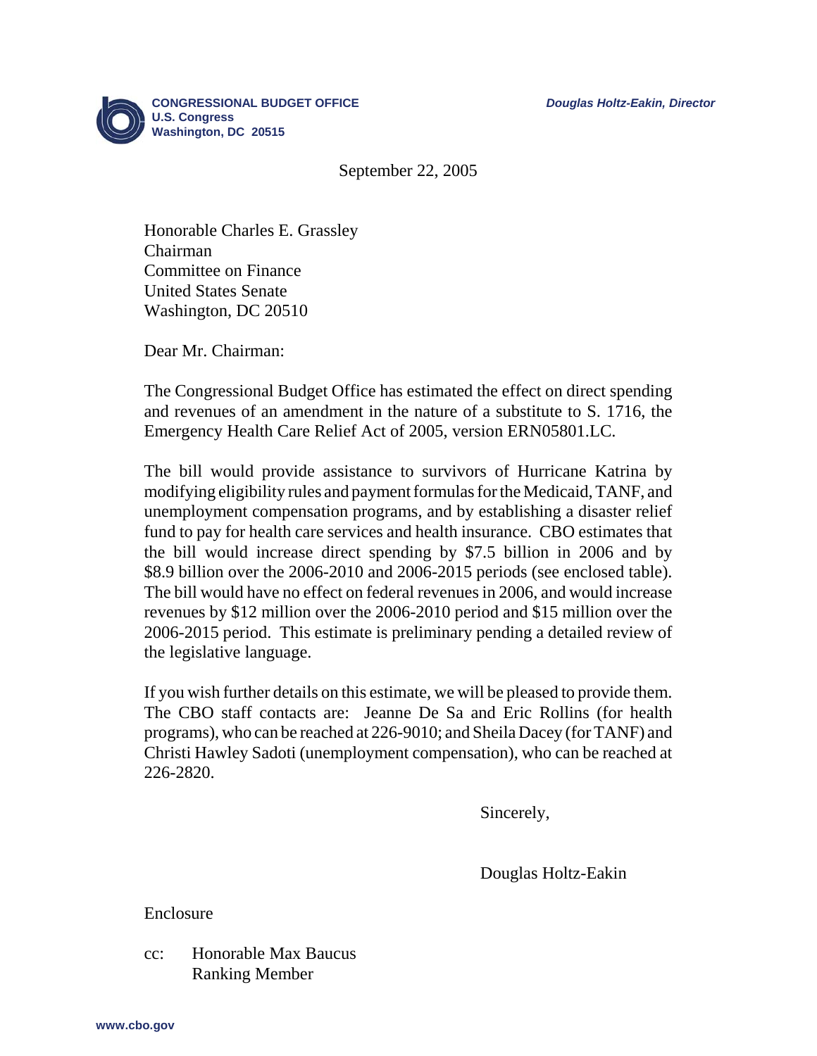**CONGRESSIONAL BUDGET OFFICE**
**U.S. Congress**
**Washington, DC 20515**

***Douglas Holtz-Eakin, Director***

September 22, 2005

Honorable Charles E. Grassley
Chairman
Committee on Finance
United States Senate
Washington, DC 20510

Dear Mr. Chairman:

The Congressional Budget Office has estimated the effect on direct spending and revenues of an amendment in the nature of a substitute to S. 1716, the Emergency Health Care Relief Act of 2005, version ERN05801.LC.

The bill would provide assistance to survivors of Hurricane Katrina by modifying eligibility rules and payment formulas for the Medicaid, TANF, and unemployment compensation programs, and by establishing a disaster relief fund to pay for health care services and health insurance. CBO estimates that the bill would increase direct spending by $7.5 billion in 2006 and by $8.9 billion over the 2006-2010 and 2006-2015 periods (see enclosed table). The bill would have no effect on federal revenues in 2006, and would increase revenues by $12 million over the 2006-2010 period and $15 million over the 2006-2015 period. This estimate is preliminary pending a detailed review of the legislative language.

If you wish further details on this estimate, we will be pleased to provide them. The CBO staff contacts are: Jeanne De Sa and Eric Rollins (for health programs), who can be reached at 226-9010; and Sheila Dacey (for TANF) and Christi Hawley Sadoti (unemployment compensation), who can be reached at 226-2820.

Sincerely,

Douglas Holtz-Eakin

Enclosure

cc: Honorable Max Baucus
Ranking Member

www.cbo.gov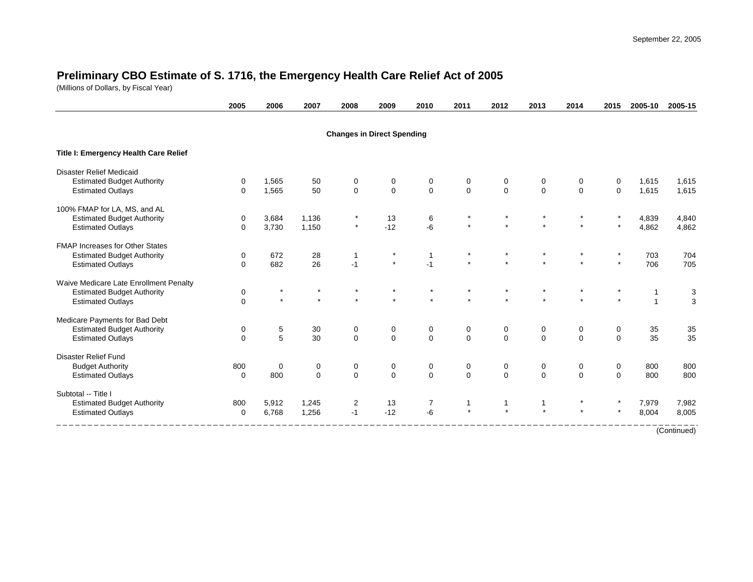September 22, 2005

## Preliminary CBO Estimate of S. 1716, the Emergency Health Care Relief Act of 2005

(Millions of Dollars, by Fiscal Year)

| | 2005 | 2006 | 2007 | 2008 | 2009 | 2010 | 2011 | 2012 | 2013 | 2014 | 2015 | 2005-10 | 2005-15 |
|---|---|---|---|---|---|---|---|---|---|---|---|---|---|
| **Changes in Direct Spending** | | | | | | | | | | | | | |
| **Title I: Emergency Health Care Relief** | | | | | | | | | | | | | |
| Disaster Relief Medicaid | | | | | | | | | | | | | |
| Estimated Budget Authority | 0 | 1,565 | 50 | 0 | 0 | 0 | 0 | 0 | 0 | 0 | 0 | 1,615 | 1,615 |
| Estimated Outlays | 0 | 1,565 | 50 | 0 | 0 | 0 | 0 | 0 | 0 | 0 | 0 | 1,615 | 1,615 |
| 100% FMAP for LA, MS, and AL | | | | | | | | | | | | | |
| Estimated Budget Authority | 0 | 3,684 | 1,136 | * | 13 | 6 | * | * | * | * | * | 4,839 | 4,840 |
| Estimated Outlays | 0 | 3,730 | 1,150 | * | -12 | -6 | * | * | * | * | * | 4,862 | 4,862 |
| FMAP Increases for Other States | | | | | | | | | | | | | |
| Estimated Budget Authority | 0 | 672 | 28 | 1 | * | 1 | * | * | * | * | * | 703 | 704 |
| Estimated Outlays | 0 | 682 | 26 | -1 | * | -1 | * | * | * | * | * | 706 | 705 |
| Waive Medicare Late Enrollment Penalty | | | | | | | | | | | | | |
| Estimated Budget Authority | 0 | * | * | * | * | * | * | * | * | * | * | 1 | 3 |
| Estimated Outlays | 0 | * | * | * | * | * | * | * | * | * | * | 1 | 3 |
| Medicare Payments for Bad Debt | | | | | | | | | | | | | |
| Estimated Budget Authority | 0 | 5 | 30 | 0 | 0 | 0 | 0 | 0 | 0 | 0 | 0 | 35 | 35 |
| Estimated Outlays | 0 | 5 | 30 | 0 | 0 | 0 | 0 | 0 | 0 | 0 | 0 | 35 | 35 |
| Disaster Relief Fund | | | | | | | | | | | | | |
| Budget Authority | 800 | 0 | 0 | 0 | 0 | 0 | 0 | 0 | 0 | 0 | 0 | 800 | 800 |
| Estimated Outlays | 0 | 800 | 0 | 0 | 0 | 0 | 0 | 0 | 0 | 0 | 0 | 800 | 800 |
| Subtotal -- Title I | | | | | | | | | | | | | |
| Estimated Budget Authority | 800 | 5,912 | 1,245 | 2 | 13 | 7 | 1 | 1 | 1 | * | * | 7,979 | 7,982 |
| Estimated Outlays | 0 | 6,768 | 1,256 | -1 | -12 | -6 | * | * | * | * | * | 8,004 | 8,005 |

(Continued)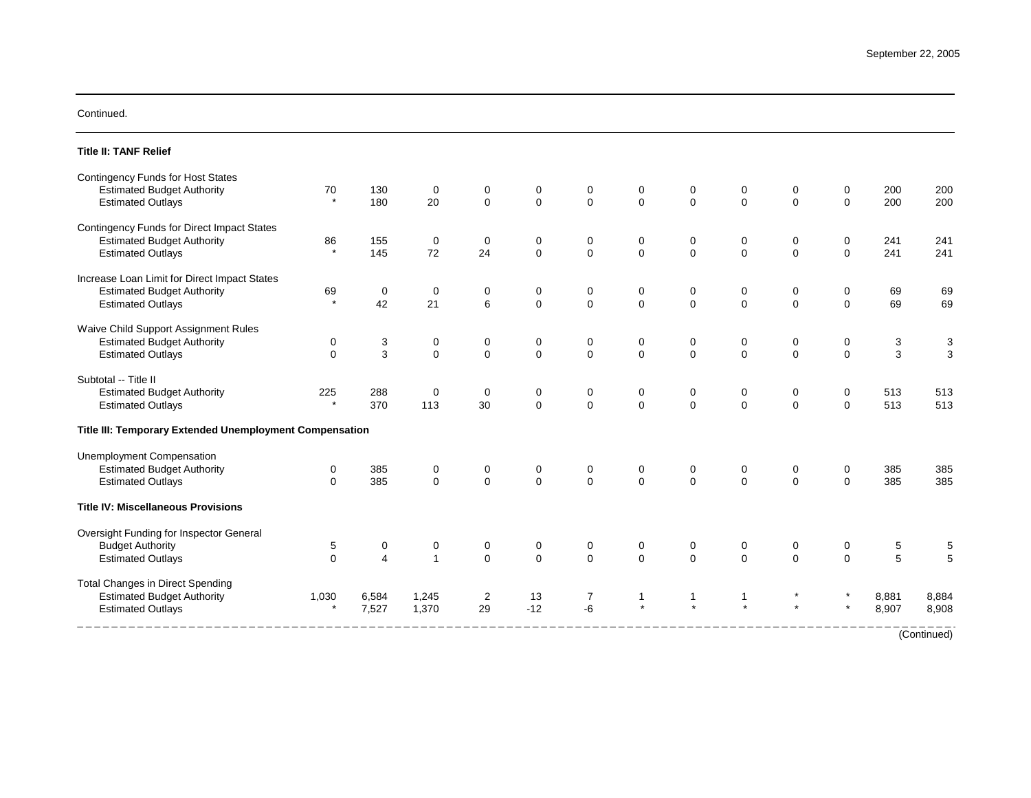Continued.

| | | | | | | | | | | | | | |
|---|---|---|---|---|---|---|---|---|---|---|---|---|---|
| **Title II: TANF Relief** | | | | | | | | | | | | | |
| Contingency Funds for Host States | | | | | | | | | | | | | |
| Estimated Budget Authority | 70 | 130 | 0 | 0 | 0 | 0 | 0 | 0 | 0 | 0 | 0 | 200 | 200 |
| Estimated Outlays | * | 180 | 20 | 0 | 0 | 0 | 0 | 0 | 0 | 0 | 0 | 200 | 200 |
| Contingency Funds for Direct Impact States | | | | | | | | | | | | | |
| Estimated Budget Authority | 86 | 155 | 0 | 0 | 0 | 0 | 0 | 0 | 0 | 0 | 0 | 241 | 241 |
| Estimated Outlays | * | 145 | 72 | 24 | 0 | 0 | 0 | 0 | 0 | 0 | 0 | 241 | 241 |
| Increase Loan Limit for Direct Impact States | | | | | | | | | | | | | |
| Estimated Budget Authority | 69 | 0 | 0 | 0 | 0 | 0 | 0 | 0 | 0 | 0 | 0 | 69 | 69 |
| Estimated Outlays | * | 42 | 21 | 6 | 0 | 0 | 0 | 0 | 0 | 0 | 0 | 69 | 69 |
| Waive Child Support Assignment Rules | | | | | | | | | | | | | |
| Estimated Budget Authority | 0 | 3 | 0 | 0 | 0 | 0 | 0 | 0 | 0 | 0 | 0 | 3 | 3 |
| Estimated Outlays | 0 | 3 | 0 | 0 | 0 | 0 | 0 | 0 | 0 | 0 | 0 | 3 | 3 |
| Subtotal -- Title II | | | | | | | | | | | | | |
| Estimated Budget Authority | 225 | 288 | 0 | 0 | 0 | 0 | 0 | 0 | 0 | 0 | 0 | 513 | 513 |
| Estimated Outlays | * | 370 | 113 | 30 | 0 | 0 | 0 | 0 | 0 | 0 | 0 | 513 | 513 |
| **Title III: Temporary Extended Unemployment Compensation** | | | | | | | | | | | | | |
| Unemployment Compensation | | | | | | | | | | | | | |
| Estimated Budget Authority | 0 | 385 | 0 | 0 | 0 | 0 | 0 | 0 | 0 | 0 | 0 | 385 | 385 |
| Estimated Outlays | 0 | 385 | 0 | 0 | 0 | 0 | 0 | 0 | 0 | 0 | 0 | 385 | 385 |
| **Title IV: Miscellaneous Provisions** | | | | | | | | | | | | | |
| Oversight Funding for Inspector General | | | | | | | | | | | | | |
| Budget Authority | 5 | 0 | 0 | 0 | 0 | 0 | 0 | 0 | 0 | 0 | 0 | 5 | 5 |
| Estimated Outlays | 0 | 4 | 1 | 0 | 0 | 0 | 0 | 0 | 0 | 0 | 0 | 5 | 5 |
| Total Changes in Direct Spending | | | | | | | | | | | | | |
| Estimated Budget Authority | 1,030 | 6,584 | 1,245 | 2 | 13 | 7 | 1 | 1 | 1 | * | * | 8,881 | 8,884 |
| Estimated Outlays | * | 7,527 | 1,370 | 29 | -12 | -6 | * | * | * | * | * | 8,907 | 8,908 |

(Continued)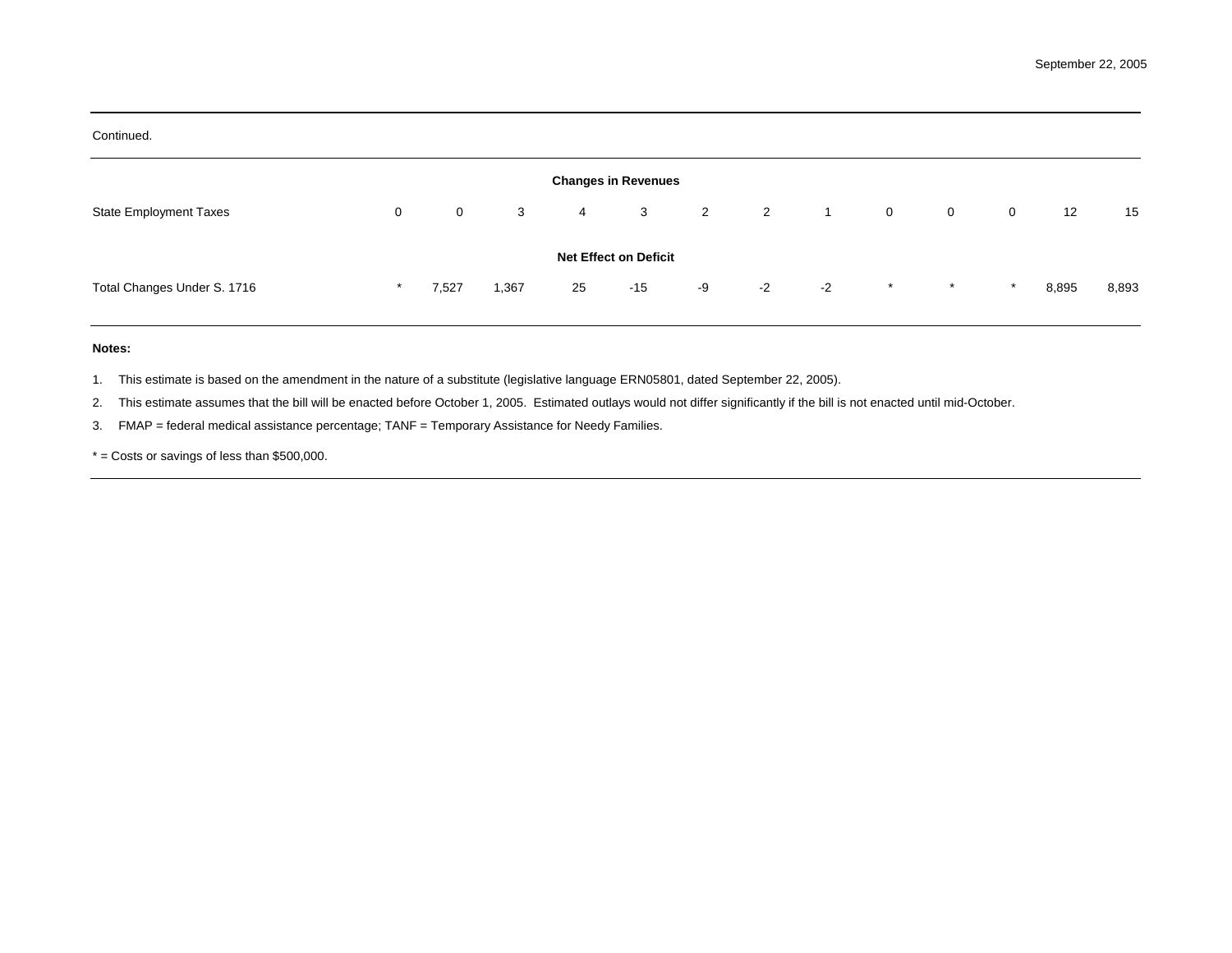September 22, 2005

Continued.

| | | | | | | | | | | | | | |
|---|---|---|---|---|---|---|---|---|---|---|---|---|---|
| | | | | | | **Changes in Revenues** | | | | | | | |
| State Employment Taxes | 0 | 0 | 3 | 4 | 3 | 2 | 2 | 1 | 0 | 0 | 0 | 12 | 15 |
| | | | | | | **Net Effect on Deficit** | | | | | | | |
| Total Changes Under S. 1716 | * | 7,527 | 1,367 | 25 | -15 | -9 | -2 | -2 | * | * | * | 8,895 | 8,893 |

**Notes:**

1. This estimate is based on the amendment in the nature of a substitute (legislative language ERN05801, dated September 22, 2005).
2. This estimate assumes that the bill will be enacted before October 1, 2005. Estimated outlays would not differ significantly if the bill is not enacted until mid-October.
3. FMAP = federal medical assistance percentage; TANF = Temporary Assistance for Needy Families.

* = Costs or savings of less than $500,000.